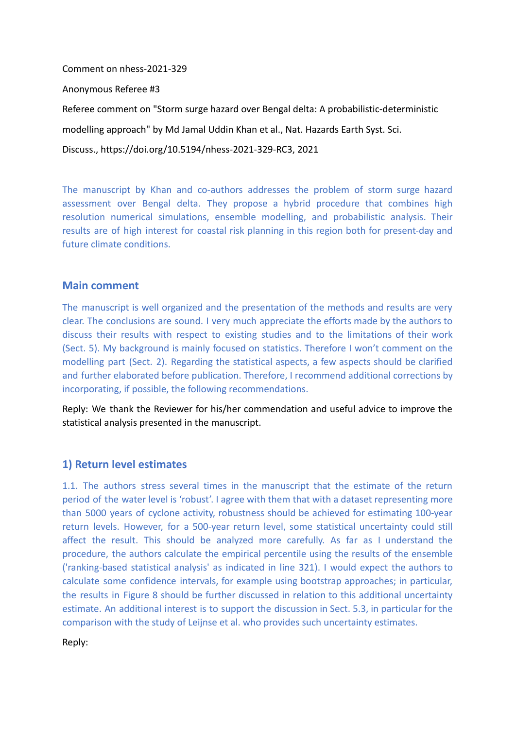Comment on nhess-2021-329

Anonymous Referee #3

Referee comment on "Storm surge hazard over Bengal delta: A probabilistic-deterministic modelling approach" by Md Jamal Uddin Khan et al., Nat. Hazards Earth Syst. Sci. Discuss., https://doi.org/10.5194/nhess-2021-329-RC3, 2021

The manuscript by Khan and co-authors addresses the problem of storm surge hazard assessment over Bengal delta. They propose a hybrid procedure that combines high resolution numerical simulations, ensemble modelling, and probabilistic analysis. Their results are of high interest for coastal risk planning in this region both for present-day and future climate conditions.

## Main comment

The manuscript is well organized and the presentation of the methods and results are very clear. The conclusions are sound. I very much appreciate the efforts made by the authors to discuss their results with respect to existing studies and to the limitations of their work (Sect. 5). My background is mainly focused on statistics. Therefore I won't comment on the modelling part (Sect. 2). Regarding the statistical aspects, a few aspects should be clarified and further elaborated before publication. Therefore, I recommend additional corrections by incorporating, if possible, the following recommendations.

Reply: We thank the Reviewer for his/her commendation and useful advice to improve the statistical analysis presented in the manuscript.

## 1) Return level estimates

1.1. The authors stress several times in the manuscript that the estimate of the return period of the water level is 'robust'. I agree with them that with a dataset representing more than 5000 years of cyclone activity, robustness should be achieved for estimating 100-year return levels. However, for a 500-year return level, some statistical uncertainty could still affect the result. This should be analyzed more carefully. As far as I understand the procedure, the authors calculate the empirical percentile using the results of the ensemble ('ranking-based statistical analysis' as indicated in line 321). I would expect the authors to calculate some confidence intervals, for example using bootstrap approaches; in particular, the results in Figure 8 should be further discussed in relation to this additional uncertainty estimate. An additional interest is to support the discussion in Sect. 5.3, in particular for the comparison with the study of Leijnse et al. who provides such uncertainty estimates.

Reply: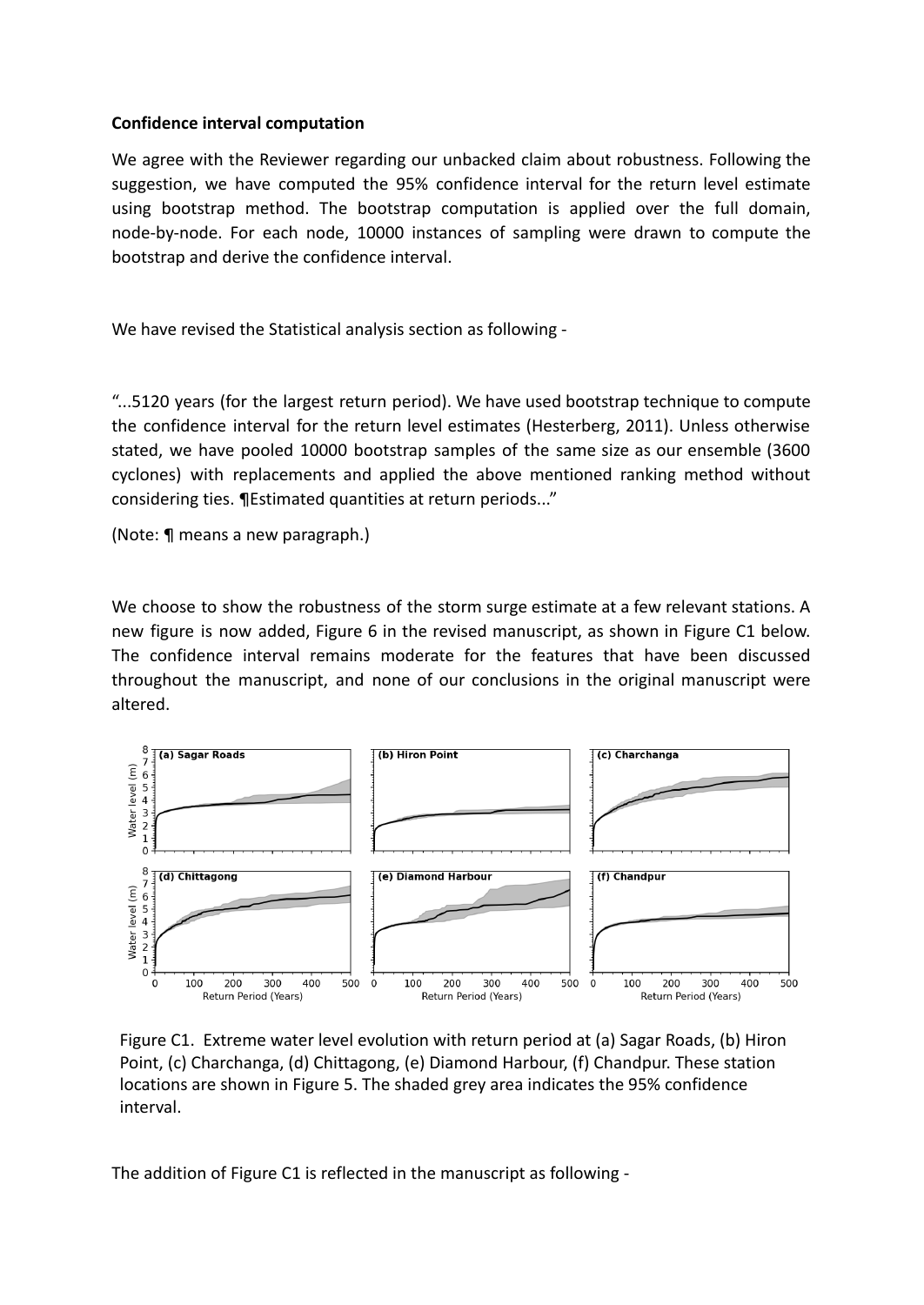**Confidence interval computation**

We agree with the Reviewer regarding our unbacked claim about robustness. Following the suggestion, we have computed the 95% confidence interval for the return level estimate using bootstrap method. The bootstrap computation is applied over the full domain, node-by-node. For each node, 10000 instances of sampling were drawn to compute the bootstrap and derive the confidence interval.

We have revised the Statistical analysis section as following -

"...5120 years (for the largest return period). We have used bootstrap technique to compute the confidence interval for the return level estimates (Hesterberg, 2011). Unless otherwise stated, we have pooled 10000 bootstrap samples of the same size as our ensemble (3600 cyclones) with replacements and applied the above mentioned ranking method without considering ties. ¶Estimated quantities at return periods..."

(Note: ¶ means a new paragraph.)

We choose to show the robustness of the storm surge estimate at a few relevant stations. A new figure is now added, Figure 6 in the revised manuscript, as shown in Figure C1 below. The confidence interval remains moderate for the features that have been discussed throughout the manuscript, and none of our conclusions in the original manuscript were altered.

(a) Sagar Roads
(b) Hiron Point
(c) Charchanga
(d) Chittagong
(e) Diamond Harbour
(f) Chandpur

Water level (m)

0 1 2 3 4 5 6 7 8

0 100 200 300 400 500

Return Period (Years)

Figure C1. Extreme water level evolution with return period at (a) Sagar Roads, (b) Hiron Point, (c) Charchanga, (d) Chittagong, (e) Diamond Harbour, (f) Chandpur. These station locations are shown in Figure 5. The shaded grey area indicates the 95% confidence interval.

The addition of Figure C1 is reflected in the manuscript as following -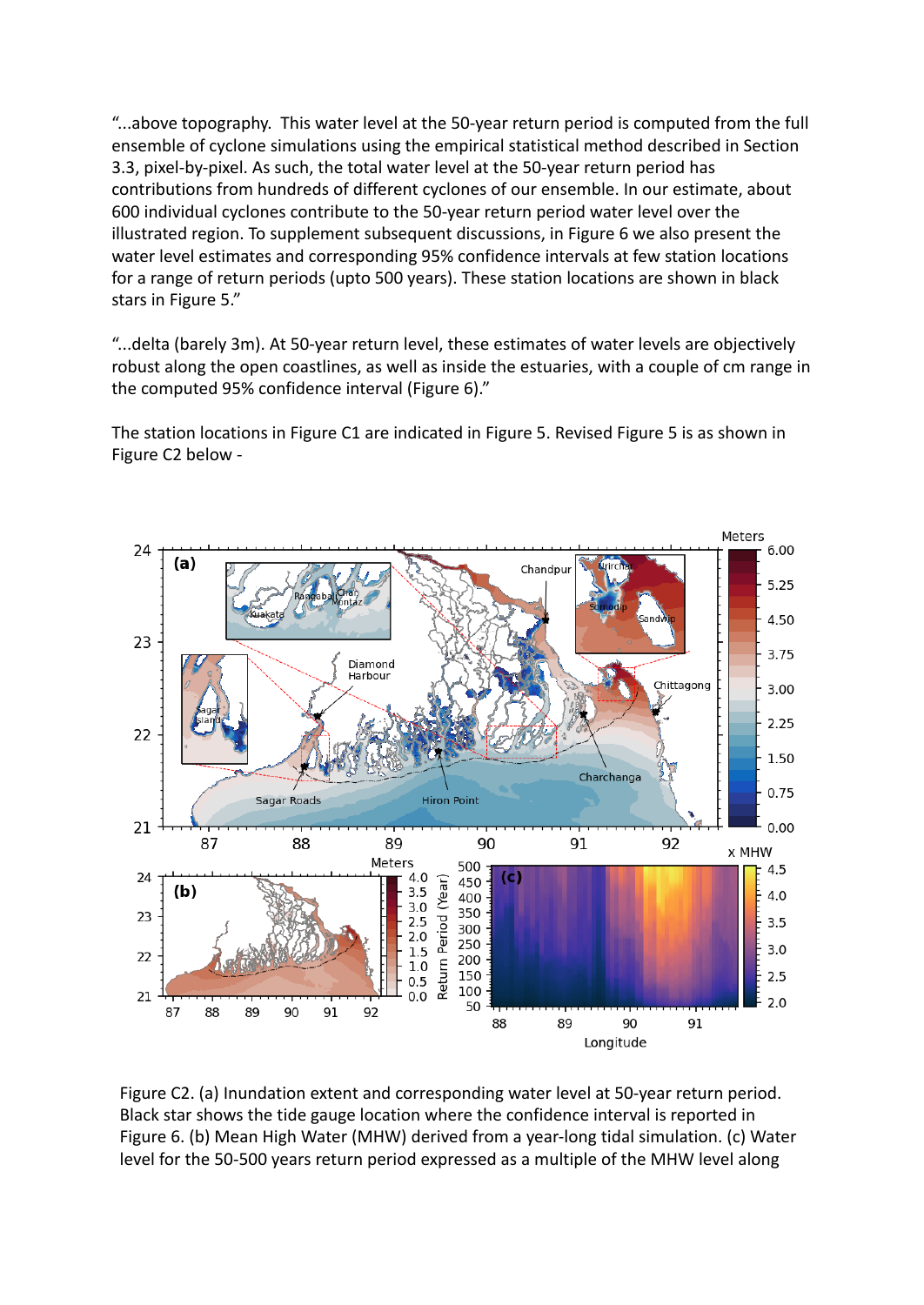"...above topography. This water level at the 50-year return period is computed from the full ensemble of cyclone simulations using the empirical statistical method described in Section 3.3, pixel-by-pixel. As such, the total water level at the 50-year return period has contributions from hundreds of different cyclones of our ensemble. In our estimate, about 600 individual cyclones contribute to the 50-year return period water level over the illustrated region. To supplement subsequent discussions, in Figure 6 we also present the water level estimates and corresponding 95% confidence intervals at few station locations for a range of return periods (upto 500 years). These station locations are shown in black stars in Figure 5."

"...delta (barely 3m). At 50-year return level, these estimates of water levels are objectively robust along the open coastlines, as well as inside the estuaries, with a couple of cm range in the computed 95% confidence interval (Figure 6)."

The station locations in Figure C1 are indicated in Figure 5. Revised Figure 5 is as shown in Figure C2 below -

(a)
Meters
6.00
5.25
4.50
3.75
3.00
2.25
1.50
0.75
0.00
24
23
22
21
87
88
89
90
91
92
Chandpur
Urirchar
Sonadip
Sandwip
Rangabali
Char Montaz
Kuakata
Diamond Harbour
Sagar Island
Chittagong
Charchanga
Sagar Roads
Hiron Point

(b)
Meters
4.0
3.5
3.0
2.5
2.0
1.5
1.0
0.5
0.0
24
23
22
21
87
88
89
90
91
92

(c)
Return Period (Year)
500
450
400
350
300
250
200
150
100
50
88
89
90
91
Longitude
x MHW
4.5
4.0
3.5
3.0
2.5
2.0

Figure C2. (a) Inundation extent and corresponding water level at 50-year return period. Black star shows the tide gauge location where the confidence interval is reported in Figure 6. (b) Mean High Water (MHW) derived from a year-long tidal simulation. (c) Water level for the 50-500 years return period expressed as a multiple of the MHW level along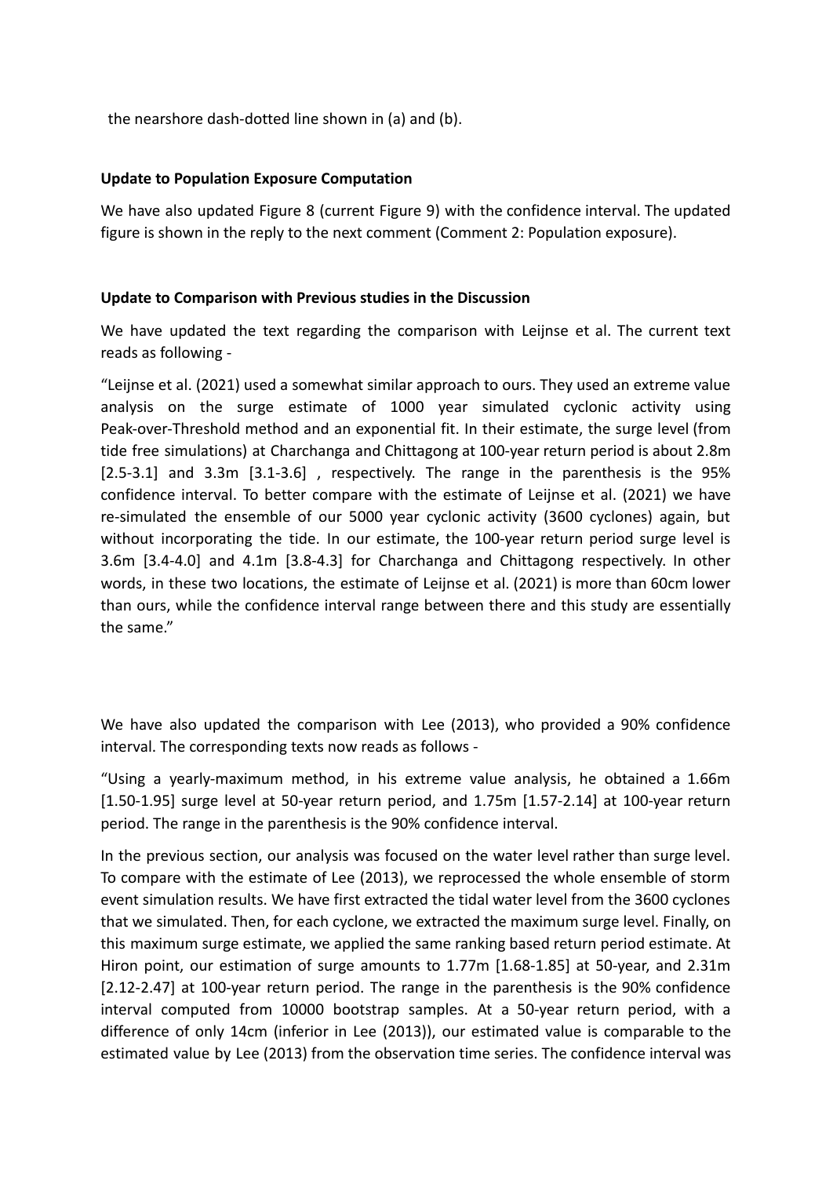the nearshore dash-dotted line shown in (a) and (b).

**Update to Population Exposure Computation**

We have also updated Figure 8 (current Figure 9) with the confidence interval. The updated figure is shown in the reply to the next comment (Comment 2: Population exposure).

**Update to Comparison with Previous studies in the Discussion**

We have updated the text regarding the comparison with Leijnse et al. The current text reads as following -

"Leijnse et al. (2021) used a somewhat similar approach to ours. They used an extreme value analysis on the surge estimate of 1000 year simulated cyclonic activity using Peak-over-Threshold method and an exponential fit. In their estimate, the surge level (from tide free simulations) at Charchanga and Chittagong at 100-year return period is about 2.8m [2.5-3.1] and 3.3m [3.1-3.6] , respectively. The range in the parenthesis is the 95% confidence interval. To better compare with the estimate of Leijnse et al. (2021) we have re-simulated the ensemble of our 5000 year cyclonic activity (3600 cyclones) again, but without incorporating the tide. In our estimate, the 100-year return period surge level is 3.6m [3.4-4.0] and 4.1m [3.8-4.3] for Charchanga and Chittagong respectively. In other words, in these two locations, the estimate of Leijnse et al. (2021) is more than 60cm lower than ours, while the confidence interval range between there and this study are essentially the same."

We have also updated the comparison with Lee (2013), who provided a 90% confidence interval. The corresponding texts now reads as follows -

"Using a yearly-maximum method, in his extreme value analysis, he obtained a 1.66m [1.50-1.95] surge level at 50-year return period, and 1.75m [1.57-2.14] at 100-year return period. The range in the parenthesis is the 90% confidence interval.

In the previous section, our analysis was focused on the water level rather than surge level. To compare with the estimate of Lee (2013), we reprocessed the whole ensemble of storm event simulation results. We have first extracted the tidal water level from the 3600 cyclones that we simulated. Then, for each cyclone, we extracted the maximum surge level. Finally, on this maximum surge estimate, we applied the same ranking based return period estimate. At Hiron point, our estimation of surge amounts to 1.77m [1.68-1.85] at 50-year, and 2.31m [2.12-2.47] at 100-year return period. The range in the parenthesis is the 90% confidence interval computed from 10000 bootstrap samples. At a 50-year return period, with a difference of only 14cm (inferior in Lee (2013)), our estimated value is comparable to the estimated value by Lee (2013) from the observation time series. The confidence interval was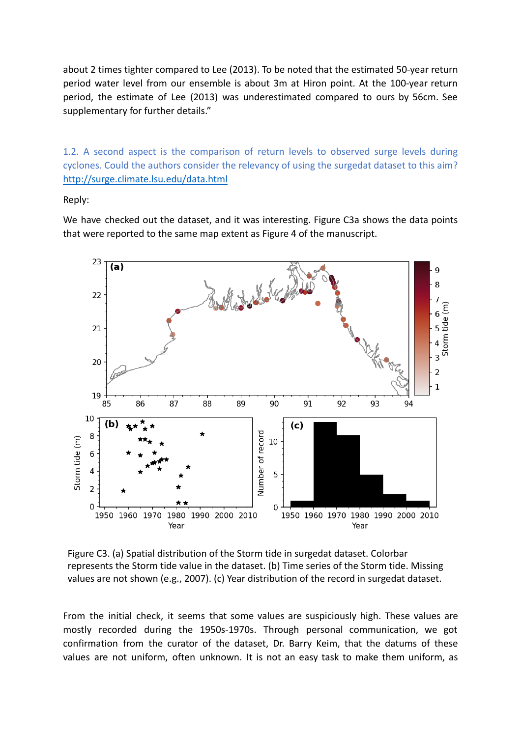about 2 times tighter compared to Lee (2013). To be noted that the estimated 50-year return period water level from our ensemble is about 3m at Hiron point. At the 100-year return period, the estimate of Lee (2013) was underestimated compared to ours by 56cm. See supplementary for further details."

1.2. A second aspect is the comparison of return levels to observed surge levels during cyclones. Could the authors consider the relevancy of using the surgedat dataset to this aim? http://surge.climate.lsu.edu/data.html

Reply:

We have checked out the dataset, and it was interesting. Figure C3a shows the data points that were reported to the same map extent as Figure 4 of the manuscript.

(a)

23
22
21
20
19

85 86 87 88 89 90 91 92 93 94

Storm tide (m)
9
8
7
6
5
4
3
2
1

(b)

Storm tide (m)
10
8
6
4
2
0

1950 1960 1970 1980 1990 2000 2010
Year

(c)

Number of record
10
5
0

1950 1960 1970 1980 1990 2000 2010
Year

Figure C3. (a) Spatial distribution of the Storm tide in surgedat dataset. Colorbar represents the Storm tide value in the dataset. (b) Time series of the Storm tide. Missing values are not shown (e.g., 2007). (c) Year distribution of the record in surgedat dataset.

From the initial check, it seems that some values are suspiciously high. These values are mostly recorded during the 1950s-1970s. Through personal communication, we got confirmation from the curator of the dataset, Dr. Barry Keim, that the datums of these values are not uniform, often unknown. It is not an easy task to make them uniform, as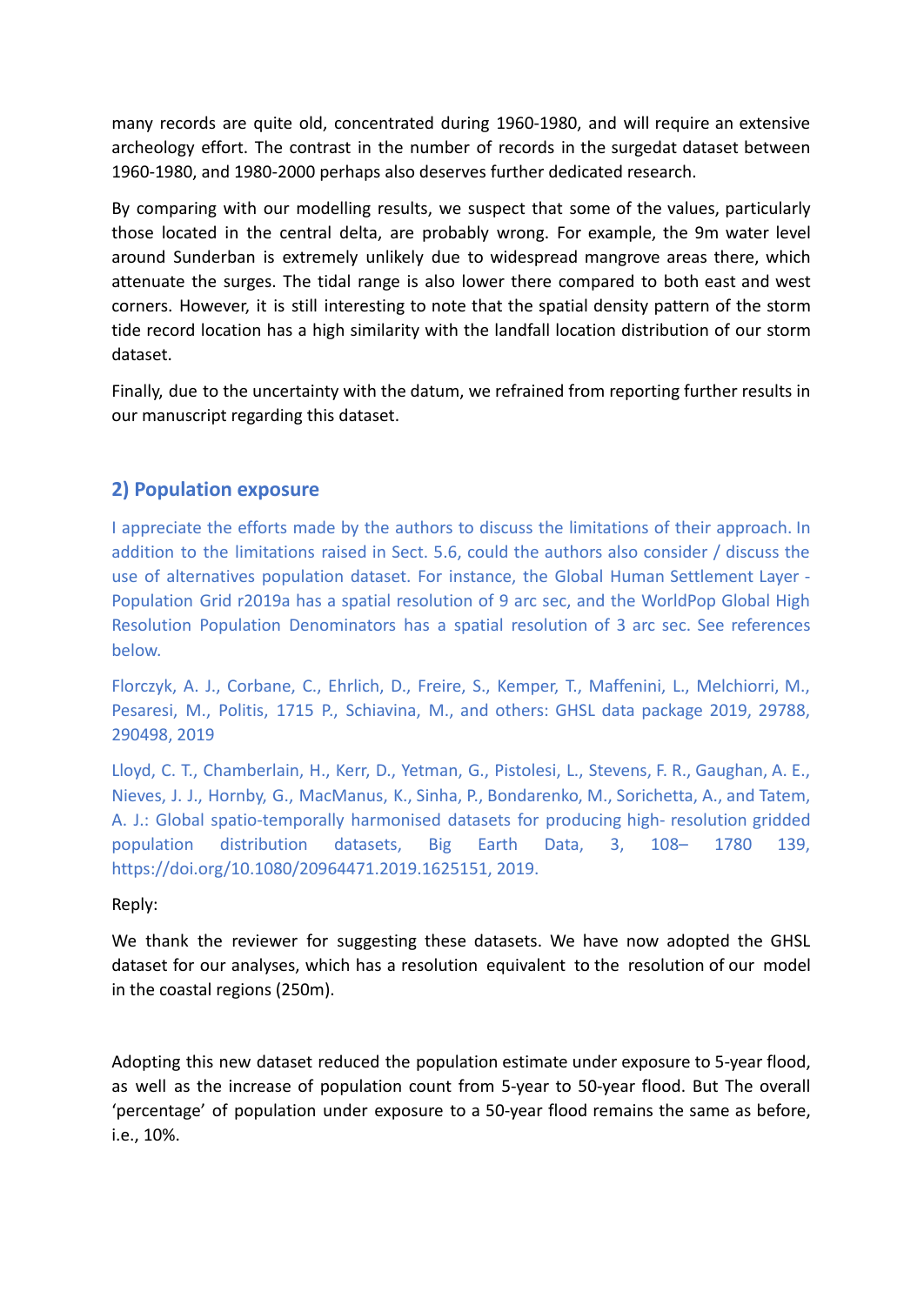many records are quite old, concentrated during 1960-1980, and will require an extensive archeology effort. The contrast in the number of records in the surgedat dataset between 1960-1980, and 1980-2000 perhaps also deserves further dedicated research.

By comparing with our modelling results, we suspect that some of the values, particularly those located in the central delta, are probably wrong. For example, the 9m water level around Sunderban is extremely unlikely due to widespread mangrove areas there, which attenuate the surges. The tidal range is also lower there compared to both east and west corners. However, it is still interesting to note that the spatial density pattern of the storm tide record location has a high similarity with the landfall location distribution of our storm dataset.

Finally, due to the uncertainty with the datum, we refrained from reporting further results in our manuscript regarding this dataset.

## 2) Population exposure

I appreciate the efforts made by the authors to discuss the limitations of their approach. In addition to the limitations raised in Sect. 5.6, could the authors also consider / discuss the use of alternatives population dataset. For instance, the Global Human Settlement Layer - Population Grid r2019a has a spatial resolution of 9 arc sec, and the WorldPop Global High Resolution Population Denominators has a spatial resolution of 3 arc sec. See references below.

Florczyk, A. J., Corbane, C., Ehrlich, D., Freire, S., Kemper, T., Maffenini, L., Melchiorri, M., Pesaresi, M., Politis, 1715 P., Schiavina, M., and others: GHSL data package 2019, 29788, 290498, 2019

Lloyd, C. T., Chamberlain, H., Kerr, D., Yetman, G., Pistolesi, L., Stevens, F. R., Gaughan, A. E., Nieves, J. J., Hornby, G., MacManus, K., Sinha, P., Bondarenko, M., Sorichetta, A., and Tatem, A. J.: Global spatio-temporally harmonised datasets for producing high- resolution gridded population distribution datasets, Big Earth Data, 3, 108– 1780 139, https://doi.org/10.1080/20964471.2019.1625151, 2019.

Reply:

We thank the reviewer for suggesting these datasets. We have now adopted the GHSL dataset for our analyses, which has a resolution equivalent to the resolution of our model in the coastal regions (250m).

Adopting this new dataset reduced the population estimate under exposure to 5-year flood, as well as the increase of population count from 5-year to 50-year flood. But The overall 'percentage' of population under exposure to a 50-year flood remains the same as before, i.e., 10%.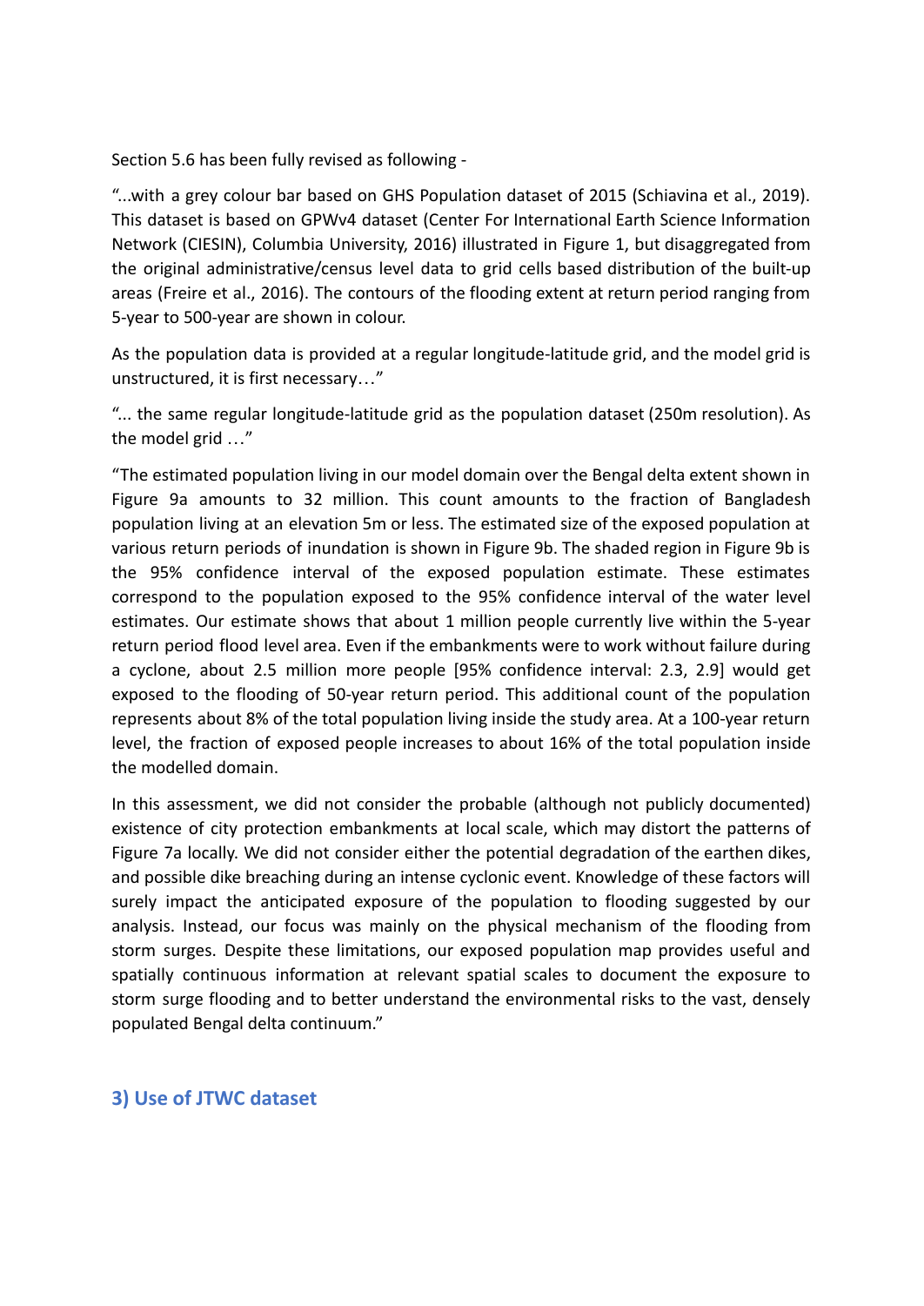Section 5.6 has been fully revised as following -

"...with a grey colour bar based on GHS Population dataset of 2015 (Schiavina et al., 2019). This dataset is based on GPWv4 dataset (Center For International Earth Science Information Network (CIESIN), Columbia University, 2016) illustrated in Figure 1, but disaggregated from the original administrative/census level data to grid cells based distribution of the built-up areas (Freire et al., 2016). The contours of the flooding extent at return period ranging from 5-year to 500-year are shown in colour.

As the population data is provided at a regular longitude-latitude grid, and the model grid is unstructured, it is first necessary…"

"... the same regular longitude-latitude grid as the population dataset (250m resolution). As the model grid …"

"The estimated population living in our model domain over the Bengal delta extent shown in Figure 9a amounts to 32 million. This count amounts to the fraction of Bangladesh population living at an elevation 5m or less. The estimated size of the exposed population at various return periods of inundation is shown in Figure 9b. The shaded region in Figure 9b is the 95% confidence interval of the exposed population estimate. These estimates correspond to the population exposed to the 95% confidence interval of the water level estimates. Our estimate shows that about 1 million people currently live within the 5-year return period flood level area. Even if the embankments were to work without failure during a cyclone, about 2.5 million more people [95% confidence interval: 2.3, 2.9] would get exposed to the flooding of 50-year return period. This additional count of the population represents about 8% of the total population living inside the study area. At a 100-year return level, the fraction of exposed people increases to about 16% of the total population inside the modelled domain.

In this assessment, we did not consider the probable (although not publicly documented) existence of city protection embankments at local scale, which may distort the patterns of Figure 7a locally. We did not consider either the potential degradation of the earthen dikes, and possible dike breaching during an intense cyclonic event. Knowledge of these factors will surely impact the anticipated exposure of the population to flooding suggested by our analysis. Instead, our focus was mainly on the physical mechanism of the flooding from storm surges. Despite these limitations, our exposed population map provides useful and spatially continuous information at relevant spatial scales to document the exposure to storm surge flooding and to better understand the environmental risks to the vast, densely populated Bengal delta continuum."

## 3) Use of JTWC dataset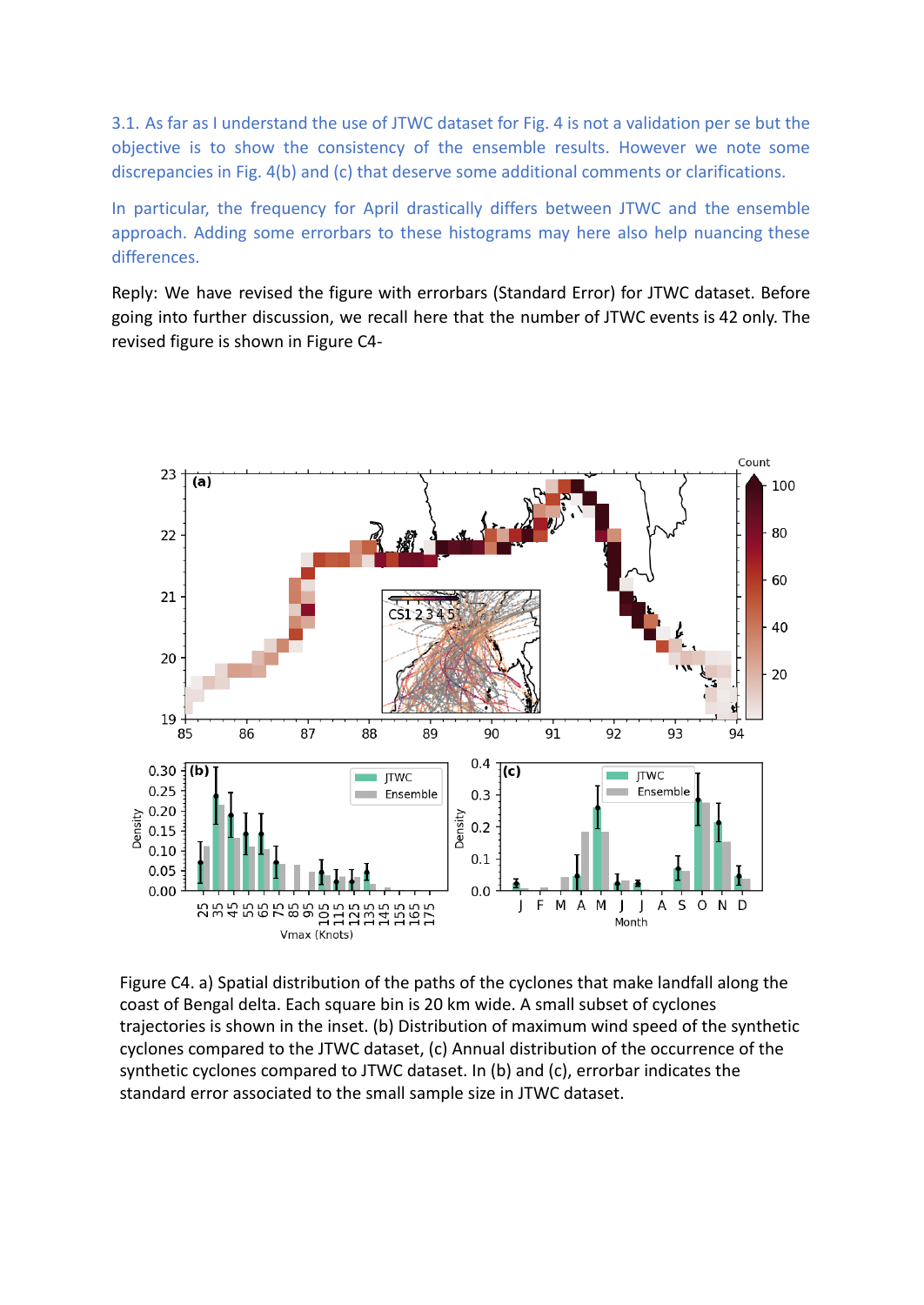3.1. As far as I understand the use of JTWC dataset for Fig. 4 is not a validation per se but the objective is to show the consistency of the ensemble results. However we note some discrepancies in Fig. 4(b) and (c) that deserve some additional comments or clarifications.

In particular, the frequency for April drastically differs between JTWC and the ensemble approach. Adding some errorbars to these histograms may here also help nuancing these differences.

Reply: We have revised the figure with errorbars (Standard Error) for JTWC dataset. Before going into further discussion, we recall here that the number of JTWC events is 42 only. The revised figure is shown in Figure C4-

(a)
Count
100
80
60
40
20
23
22
21
20
19
85 86 87 88 89 90 91 92 93 94
CS1 2 3 4 5

(b)
JTWC
Ensemble
Density
0.30
0.25
0.20
0.15
0.10
0.05
0.00
25 35 45 55 65 75 85 95 105 115 125 135 145 155 165 175
Vmax (Knots)

(c)
JTWC
Ensemble
Density
0.4
0.3
0.2
0.1
0.0
J F M A M J J A S O N D
Month

Figure C4. a) Spatial distribution of the paths of the cyclones that make landfall along the coast of Bengal delta. Each square bin is 20 km wide. A small subset of cyclones trajectories is shown in the inset. (b) Distribution of maximum wind speed of the synthetic cyclones compared to the JTWC dataset, (c) Annual distribution of the occurrence of the synthetic cyclones compared to JTWC dataset. In (b) and (c), errorbar indicates the standard error associated to the small sample size in JTWC dataset.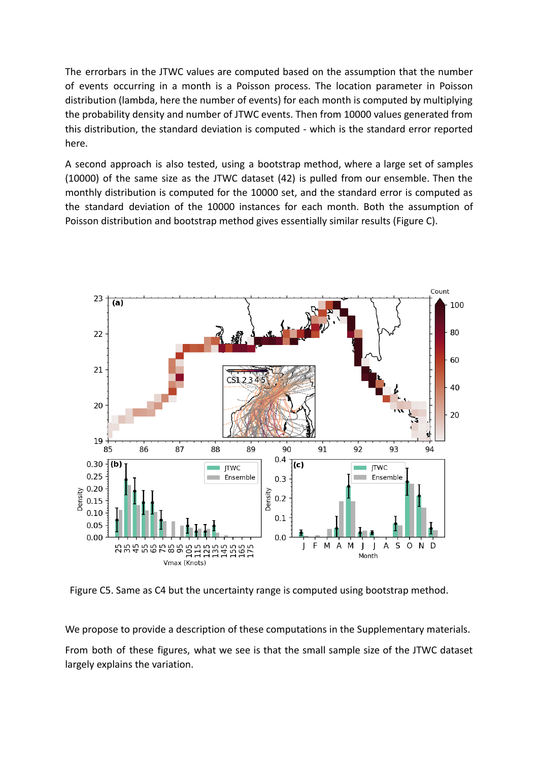The errorbars in the JTWC values are computed based on the assumption that the number of events occurring in a month is a Poisson process. The location parameter in Poisson distribution (lambda, here the number of events) for each month is computed by multiplying the probability density and number of JTWC events. Then from 10000 values generated from this distribution, the standard deviation is computed - which is the standard error reported here.

A second approach is also tested, using a bootstrap method, where a large set of samples (10000) of the same size as the JTWC dataset (42) is pulled from our ensemble. Then the monthly distribution is computed for the 10000 set, and the standard error is computed as the standard deviation of the 10000 instances for each month. Both the assumption of Poisson distribution and bootstrap method gives essentially similar results (Figure C).

(a)
Count
100
80
60
40
20
23
22
21
20
19
85 86 87 88 89 90 91 92 93 94
CS 1 2 3 4 5

(b)
JTWC
Ensemble
Density
0.30
0.25
0.20
0.15
0.10
0.05
0.00
25 35 45 55 65 75 85 95 105 115 125 135 145 155 165 175
Vmax (Knots)

(c)
JTWC
Ensemble
Density
0.4
0.3
0.2
0.1
0.0
J F M A M J J A S O N D
Month

Figure C5. Same as C4 but the uncertainty range is computed using bootstrap method.

We propose to provide a description of these computations in the Supplementary materials.

From both of these figures, what we see is that the small sample size of the JTWC dataset largely explains the variation.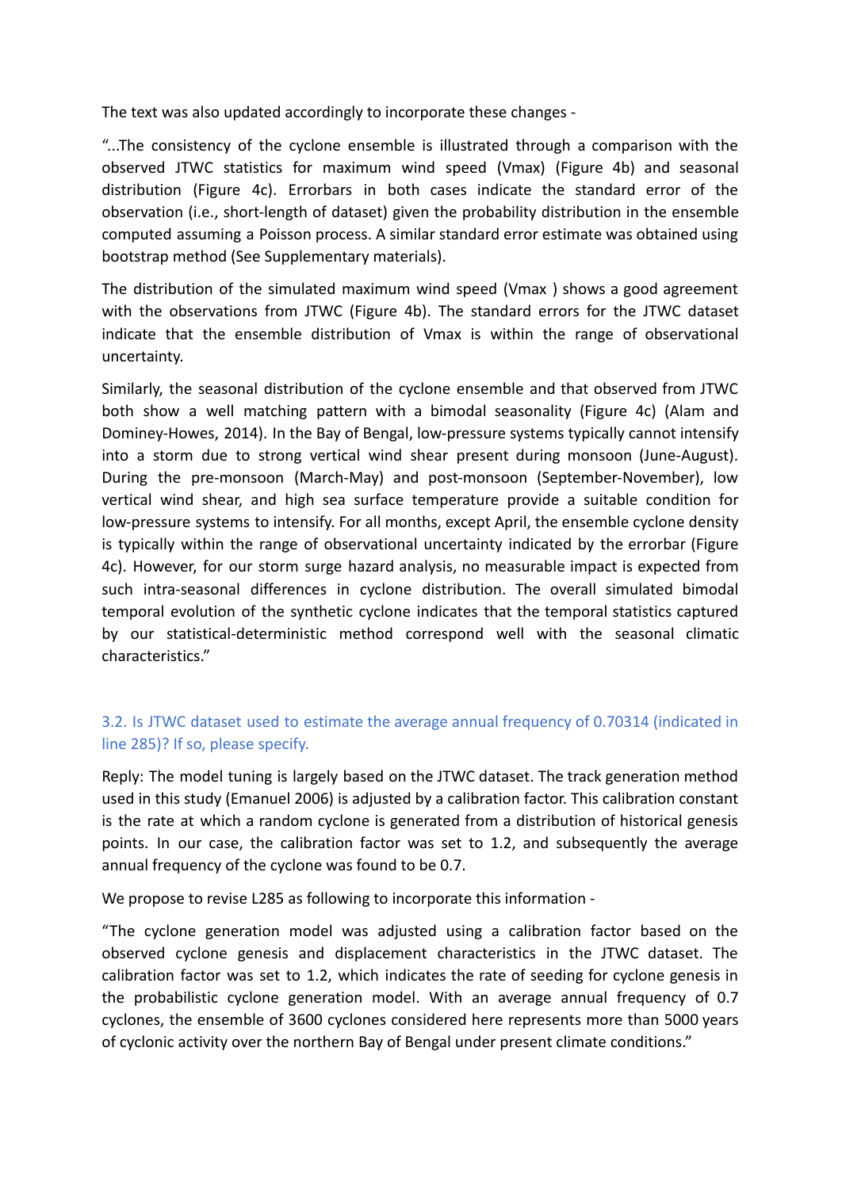The text was also updated accordingly to incorporate these changes -

"...The consistency of the cyclone ensemble is illustrated through a comparison with the observed JTWC statistics for maximum wind speed (Vmax) (Figure 4b) and seasonal distribution (Figure 4c). Errorbars in both cases indicate the standard error of the observation (i.e., short-length of dataset) given the probability distribution in the ensemble computed assuming a Poisson process. A similar standard error estimate was obtained using bootstrap method (See Supplementary materials).

The distribution of the simulated maximum wind speed (Vmax ) shows a good agreement with the observations from JTWC (Figure 4b). The standard errors for the JTWC dataset indicate that the ensemble distribution of Vmax is within the range of observational uncertainty.

Similarly, the seasonal distribution of the cyclone ensemble and that observed from JTWC both show a well matching pattern with a bimodal seasonality (Figure 4c) (Alam and Dominey-Howes, 2014). In the Bay of Bengal, low-pressure systems typically cannot intensify into a storm due to strong vertical wind shear present during monsoon (June-August). During the pre-monsoon (March-May) and post-monsoon (September-November), low vertical wind shear, and high sea surface temperature provide a suitable condition for low-pressure systems to intensify. For all months, except April, the ensemble cyclone density is typically within the range of observational uncertainty indicated by the errorbar (Figure 4c). However, for our storm surge hazard analysis, no measurable impact is expected from such intra-seasonal differences in cyclone distribution. The overall simulated bimodal temporal evolution of the synthetic cyclone indicates that the temporal statistics captured by our statistical-deterministic method correspond well with the seasonal climatic characteristics."

### 3.2. Is JTWC dataset used to estimate the average annual frequency of 0.70314 (indicated in line 285)? If so, please specify.

Reply: The model tuning is largely based on the JTWC dataset. The track generation method used in this study (Emanuel 2006) is adjusted by a calibration factor. This calibration constant is the rate at which a random cyclone is generated from a distribution of historical genesis points. In our case, the calibration factor was set to 1.2, and subsequently the average annual frequency of the cyclone was found to be 0.7.

We propose to revise L285 as following to incorporate this information -

"The cyclone generation model was adjusted using a calibration factor based on the observed cyclone genesis and displacement characteristics in the JTWC dataset. The calibration factor was set to 1.2, which indicates the rate of seeding for cyclone genesis in the probabilistic cyclone generation model. With an average annual frequency of 0.7 cyclones, the ensemble of 3600 cyclones considered here represents more than 5000 years of cyclonic activity over the northern Bay of Bengal under present climate conditions."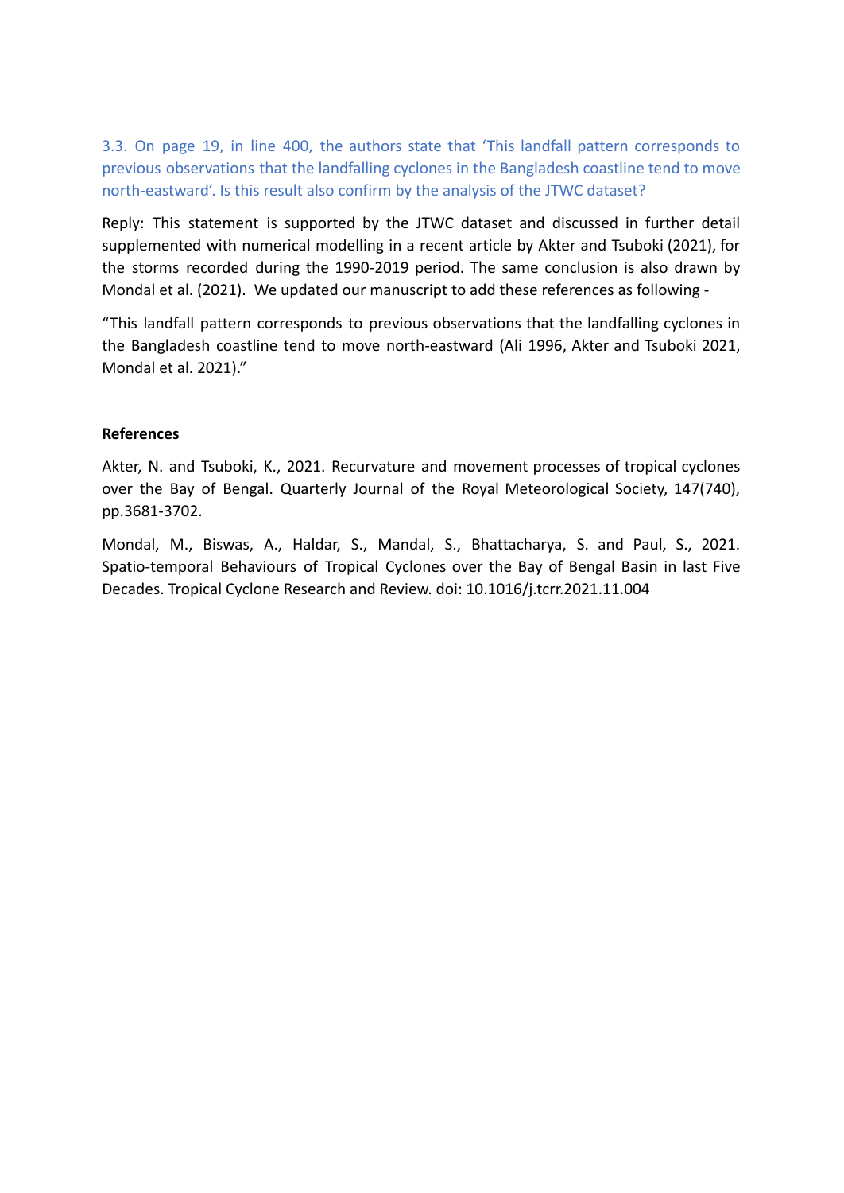3.3. On page 19, in line 400, the authors state that 'This landfall pattern corresponds to previous observations that the landfalling cyclones in the Bangladesh coastline tend to move north-eastward'. Is this result also confirm by the analysis of the JTWC dataset?

Reply: This statement is supported by the JTWC dataset and discussed in further detail supplemented with numerical modelling in a recent article by Akter and Tsuboki (2021), for the storms recorded during the 1990-2019 period. The same conclusion is also drawn by Mondal et al. (2021). We updated our manuscript to add these references as following -

"This landfall pattern corresponds to previous observations that the landfalling cyclones in the Bangladesh coastline tend to move north-eastward (Ali 1996, Akter and Tsuboki 2021, Mondal et al. 2021)."

**References**

Akter, N. and Tsuboki, K., 2021. Recurvature and movement processes of tropical cyclones over the Bay of Bengal. Quarterly Journal of the Royal Meteorological Society, 147(740), pp.3681-3702.

Mondal, M., Biswas, A., Haldar, S., Mandal, S., Bhattacharya, S. and Paul, S., 2021. Spatio-temporal Behaviours of Tropical Cyclones over the Bay of Bengal Basin in last Five Decades. Tropical Cyclone Research and Review. doi: 10.1016/j.tcrr.2021.11.004